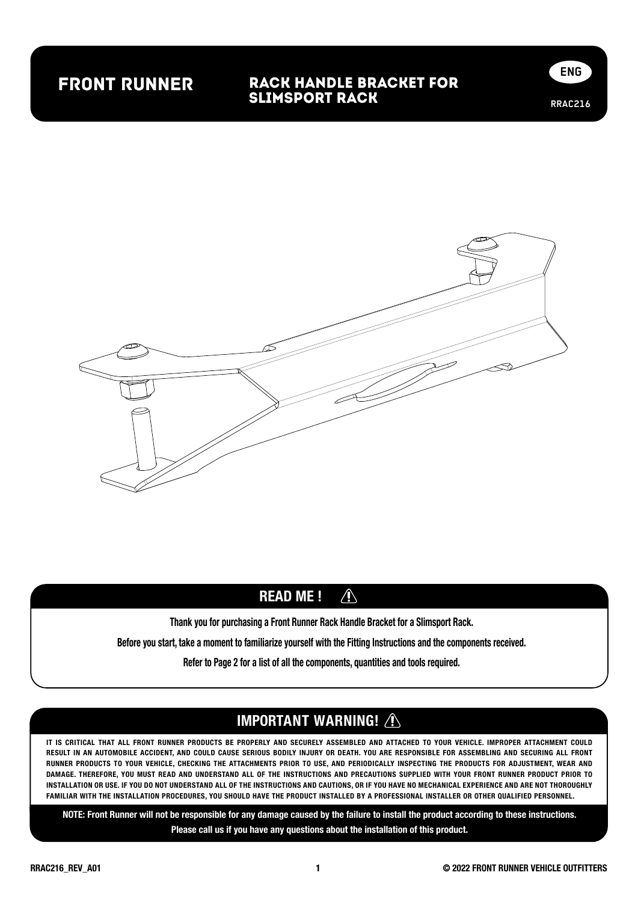# FRONT RUNNER

## RACK HANDLE BRACKET FOR SLIMSPORT RACK

ENG

RRAC216

## READ ME !

**Thank you for purchasing a Front Runner Rack Handle Bracket for a Slimsport Rack.**

**Before you start, take a moment to familiarize yourself with the Fitting Instructions and the components received.**

**Refer to Page 2 for a list of all the components, quantities and tools required.**

## IMPORTANT WARNING!

IT IS CRITICAL THAT ALL FRONT RUNNER PRODUCTS BE PROPERLY AND SECURELY ASSEMBLED AND ATTACHED TO YOUR VEHICLE. IMPROPER ATTACHMENT COULD RESULT IN AN AUTOMOBILE ACCIDENT, AND COULD CAUSE SERIOUS BODILY INJURY OR DEATH. YOU ARE RESPONSIBLE FOR ASSEMBLING AND SECURING ALL FRONT RUNNER PRODUCTS TO YOUR VEHICLE, CHECKING THE ATTACHMENTS PRIOR TO USE, AND PERIODICALLY INSPECTING THE PRODUCTS FOR ADJUSTMENT, WEAR AND DAMAGE. THEREFORE, YOU MUST READ AND UNDERSTAND ALL OF THE INSTRUCTIONS AND PRECAUTIONS SUPPLIED WITH YOUR FRONT RUNNER PRODUCT PRIOR TO INSTALLATION OR USE. IF YOU DO NOT UNDERSTAND ALL OF THE INSTRUCTIONS AND CAUTIONS, OR IF YOU HAVE NO MECHANICAL EXPERIENCE AND ARE NOT THOROUGHLY FAMILIAR WITH THE INSTALLATION PROCEDURES, YOU SHOULD HAVE THE PRODUCT INSTALLED BY A PROFESSIONAL INSTALLER OR OTHER QUALIFIED PERSONNEL.

**NOTE: Front Runner will not be responsible for any damage caused by the failure to install the product according to these instructions.**

**Please call us if you have any questions about the installation of this product.**

RRAC216_REV_A01

© 2022 FRONT RUNNER VEHICLE OUTFITTERS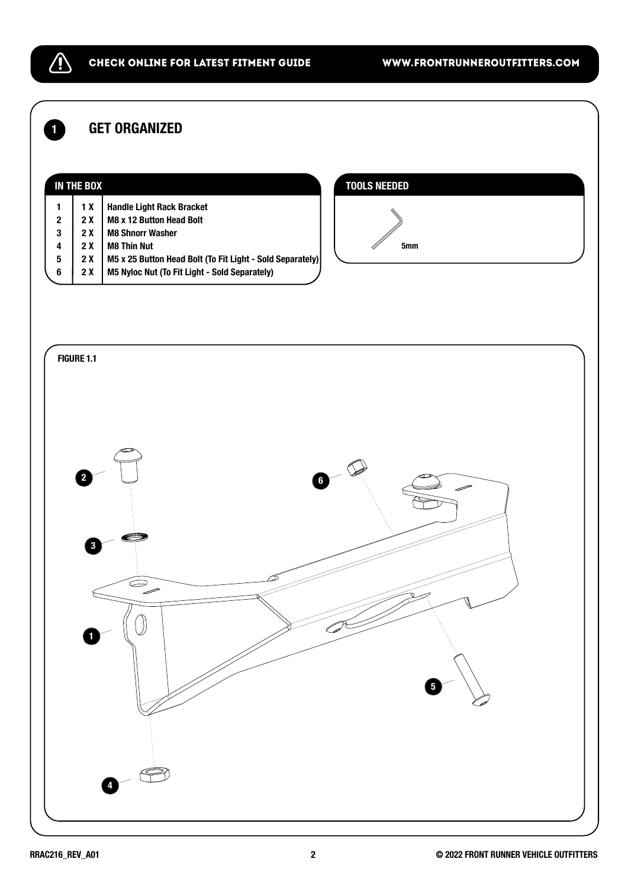## 1 GET ORGANIZED

**IN THE BOX**

| # | Qty | Item |
|---|---|---|
| 1 | 1 X | Handle Light Rack Bracket |
| 2 | 2 X | M8 x 12 Button Head Bolt |
| 3 | 2 X | M8 Shnorr Washer |
| 4 | 2 X | M8 Thin Nut |
| 5 | 2 X | M5 x 25 Button Head Bolt (To Fit Light - Sold Separately) |
| 6 | 2 X | M5 Nyloc Nut (To Fit Light - Sold Separately) |

**TOOLS NEEDED**

5mm

**FIGURE 1.1**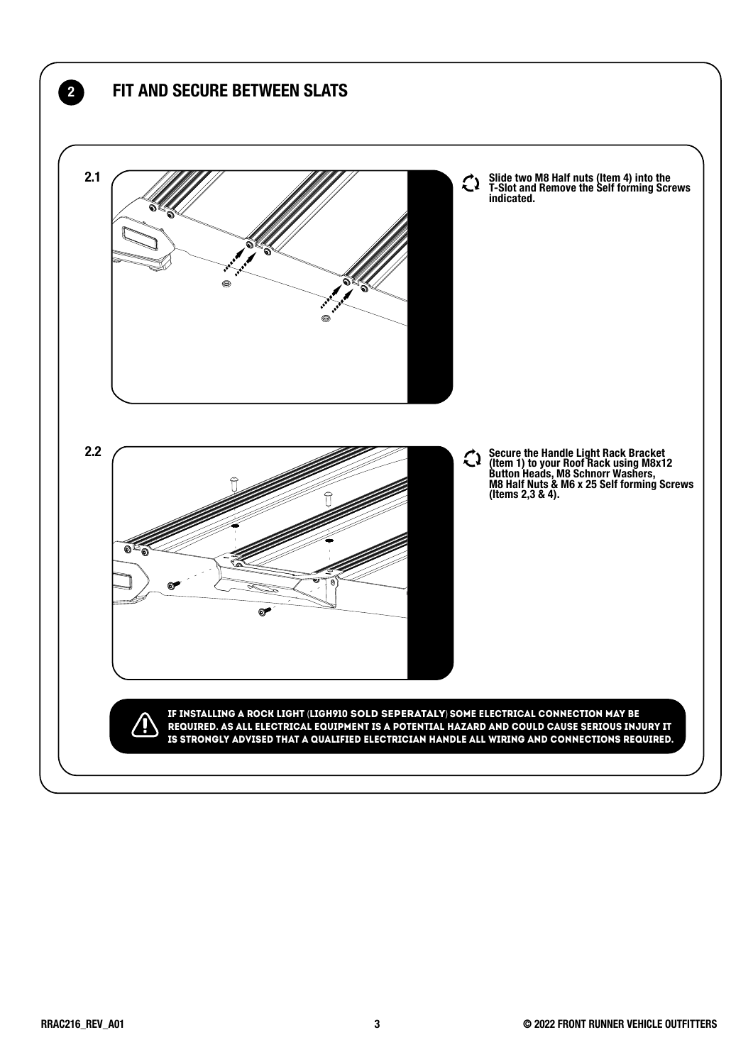## 2 FIT AND SECURE BETWEEN SLATS

**2.1**

**Slide two M8 Half nuts (Item 4) into the T-Slot and Remove the Self forming Screws indicated.**

**2.2**

**Secure the Handle Light Rack Bracket (Item 1) to your Roof Rack using M8x12 Button Heads, M8 Schnorr Washers, M8 Half Nuts & M6 x 25 Self forming Screws (Items 2,3 & 4).**

**IF INSTALLING A ROCK LIGHT (LIGH910 SOLD SEPERATALY) SOME ELECTRICAL CONNECTION MAY BE REQUIRED. AS ALL ELECTRICAL EQUIPMENT IS A POTENTIAL HAZARD AND COULD CAUSE SERIOUS INJURY IT IS STRONGLY ADVISED THAT A QUALIFIED ELECTRICIAN HANDLE ALL WIRING AND CONNECTIONS REQUIRED.**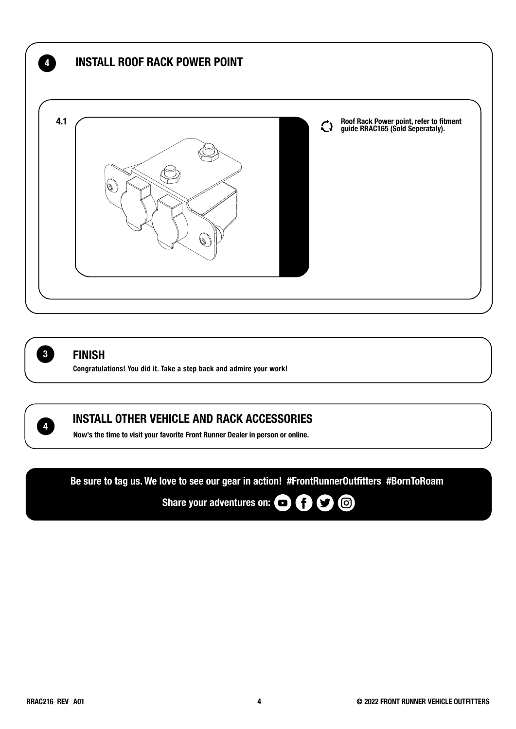## 4 INSTALL ROOF RACK POWER POINT

**4.1**

**Roof Rack Power point, refer to fitment guide RRAC165 (Sold Seperataly).**

## 3 FINISH

**Congratulations! You did it. Take a step back and admire your work!**

## 4 INSTALL OTHER VEHICLE AND RACK ACCESSORIES

**Now's the time to visit your favorite Front Runner Dealer in person or online.**

**Be sure to tag us. We love to see our gear in action! #FrontRunnerOutfitters #BornToRoam**

**Share your adventures on:**